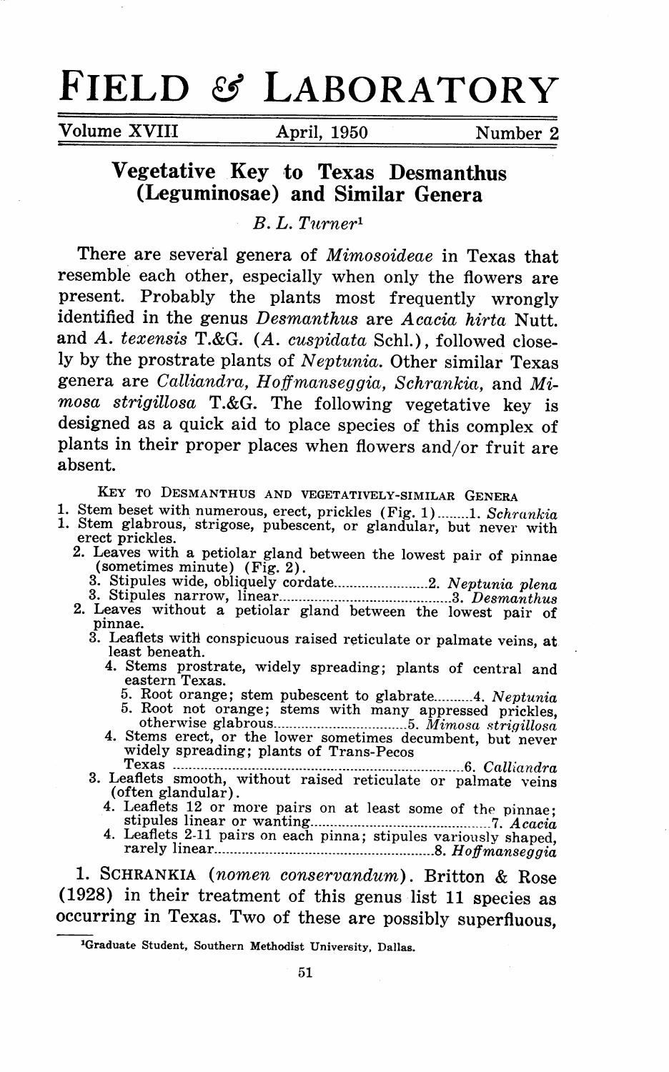# FIELD & LABORATORY

Volume XVIII April, 1950 Number 2

## Vegetative Key to Texas Desmanthus (Leguminosae) and Similar Genera

*B. L. Turner*[1]

There are several genera of *Mimosoideae* in Texas that resemble each other, especially when only the flowers are present. Probably the plants most frequently wrongly identified in the genus *Desmanthus* are *Acacia hirta* Nutt. and *A. texensis* T.&G. (*A. cuspidata* Schl.), followed closely by the prostrate plants of *Neptunia*. Other similar Texas genera are *Calliandra*, *Hoffmanseggia*, *Schrankia*, and *Mimosa strigillosa* T.&G. The following vegetative key is designed as a quick aid to place species of this complex of plants in their proper places when flowers and/or fruit are absent.

KEY TO DESMANTHUS AND VEGETATIVELY-SIMILAR GENERA

1. Stem beset with numerous, erect, prickles (Fig. 1)........1. *Schrankia*
1. Stem glabrous, strigose, pubescent, or glandular, but never with erect prickles.
   2. Leaves with a petiolar gland between the lowest pair of pinnae (sometimes minute) (Fig. 2).
      3. Stipules wide, obliquely cordate........................2. *Neptunia plena*
      3. Stipules narrow, linear............................................3. *Desmanthus*
   2. Leaves without a petiolar gland between the lowest pair of pinnae.
      3. Leaflets with conspicuous raised reticulate or palmate veins, at least beneath.
         4. Stems prostrate, widely spreading; plants of central and eastern Texas.
            5. Root orange; stem pubescent to glabrate..........4. *Neptunia*
            5. Root not orange; stems with many appressed prickles, otherwise glabrous..................................5. *Mimosa strigillosa*
         4. Stems erect, or the lower sometimes decumbent, but never widely spreading; plants of Trans-Pecos Texas ..........................................................................6. *Calliandra*
      3. Leaflets smooth, without raised reticulate or palmate veins (often glandular).
         4. Leaflets 12 or more pairs on at least some of the pinnae; stipules linear or wanting...............................................7. *Acacia*
         4. Leaflets 2-11 pairs on each pinna; stipules variously shaped, rarely linear.........................................................8. *Hoffmanseggia*

1. SCHRANKIA (*nomen conservandum*). Britton & Rose (1928) in their treatment of this genus list 11 species as occurring in Texas. Two of these are possibly superfluous,

[1]Graduate Student, Southern Methodist University, Dallas.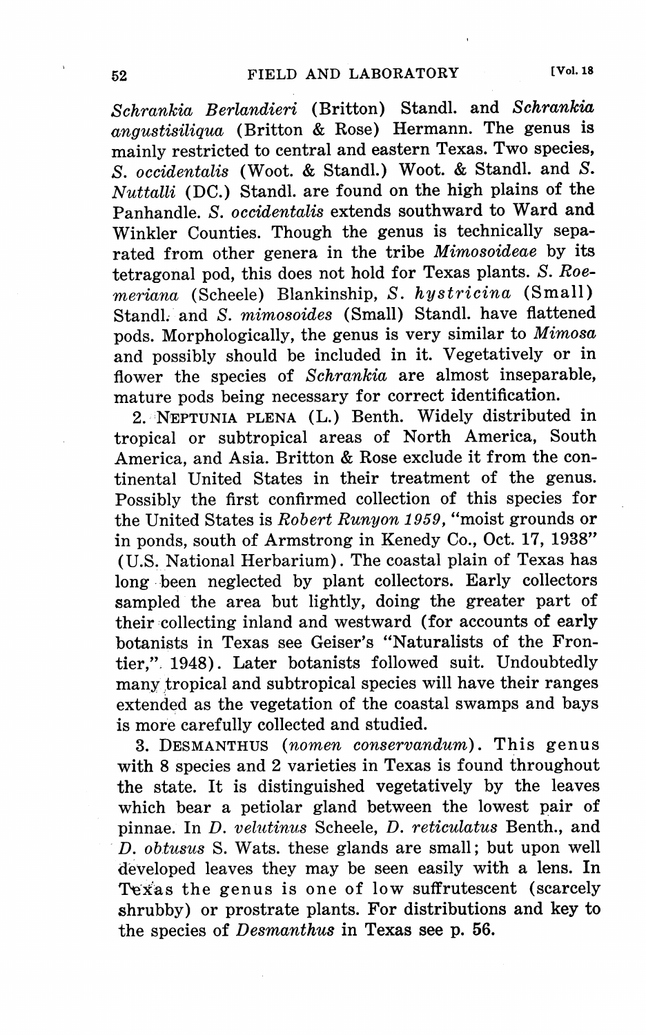*Schrankia Berlandieri* (Britton) Standl. and *Schrankia angustisiliqua* (Britton & Rose) Hermann. The genus is mainly restricted to central and eastern Texas. Two species, *S. occidentalis* (Woot. & Standl.) Woot. & Standl. and *S. Nuttalli* (DC.) Standl. are found on the high plains of the Panhandle. *S. occidentalis* extends southward to Ward and Winkler Counties. Though the genus is technically separated from other genera in the tribe *Mimosoideae* by its tetragonal pod, this does not hold for Texas plants. *S. Roemeriana* (Scheele) Blankinship, *S. hystricina* (Small) Standl. and *S. mimosoides* (Small) Standl. have flattened pods. Morphologically, the genus is very similar to *Mimosa* and possibly should be included in it. Vegetatively or in flower the species of *Schrankia* are almost inseparable, mature pods being necessary for correct identification.

2. NEPTUNIA PLENA (L.) Benth. Widely distributed in tropical or subtropical areas of North America, South America, and Asia. Britton & Rose exclude it from the continental United States in their treatment of the genus. Possibly the first confirmed collection of this species for the United States is *Robert Runyon 1959*, "moist grounds or in ponds, south of Armstrong in Kenedy Co., Oct. 17, 1938" (U.S. National Herbarium). The coastal plain of Texas has long been neglected by plant collectors. Early collectors sampled the area but lightly, doing the greater part of their collecting inland and westward (for accounts of early botanists in Texas see Geiser's "Naturalists of the Frontier," 1948). Later botanists followed suit. Undoubtedly many tropical and subtropical species will have their ranges extended as the vegetation of the coastal swamps and bays is more carefully collected and studied.

3. DESMANTHUS (*nomen conservandum*). This genus with 8 species and 2 varieties in Texas is found throughout the state. It is distinguished vegetatively by the leaves which bear a petiolar gland between the lowest pair of pinnae. In *D. velutinus* Scheele, *D. reticulatus* Benth., and *D. obtusus* S. Wats. these glands are small; but upon well developed leaves they may be seen easily with a lens. In Texas the genus is one of low suffrutescent (scarcely shrubby) or prostrate plants. For distributions and key to the species of *Desmanthus* in Texas see p. 56.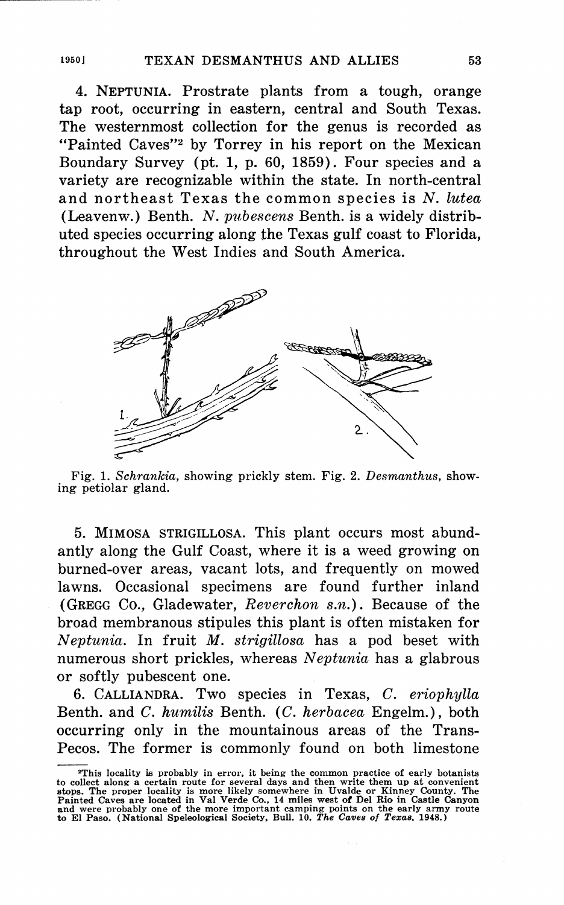4. NEPTUNIA. Prostrate plants from a tough, orange tap root, occurring in eastern, central and South Texas. The westernmost collection for the genus is recorded as "Painted Caves"[2] by Torrey in his report on the Mexican Boundary Survey (pt. 1, p. 60, 1859). Four species and a variety are recognizable within the state. In north-central and northeast Texas the common species is *N. lutea* (Leavenw.) Benth. *N. pubescens* Benth. is a widely distributed species occurring along the Texas gulf coast to Florida, throughout the West Indies and South America.

Fig. 1. *Schrankia*, showing prickly stem. Fig. 2. *Desmanthus*, showing petiolar gland.

5. MIMOSA STRIGILLOSA. This plant occurs most abundantly along the Gulf Coast, where it is a weed growing on burned-over areas, vacant lots, and frequently on mowed lawns. Occasional specimens are found further inland (GREGG Co., Gladewater, *Reverchon s.n.*). Because of the broad membranous stipules this plant is often mistaken for *Neptunia*. In fruit *M. strigillosa* has a pod beset with numerous short prickles, whereas *Neptunia* has a glabrous or softly pubescent one.

6. CALLIANDRA. Two species in Texas, *C. eriophylla* Benth. and *C. humilis* Benth. (*C. herbacea* Engelm.), both occurring only in the mountainous areas of the Trans-Pecos. The former is commonly found on both limestone

[2]This locality is probably in error, it being the common practice of early botanists to collect along a certain route for several days and then write them up at convenient stops. The proper locality is more likely somewhere in Uvalde or Kinney County. The Painted Caves are located in Val Verde Co., 14 miles west of Del Rio in Castle Canyon and were probably one of the more important camping points on the early army route to El Paso. (National Speleological Society, Bull. 10, *The Caves of Texas*, 1948.)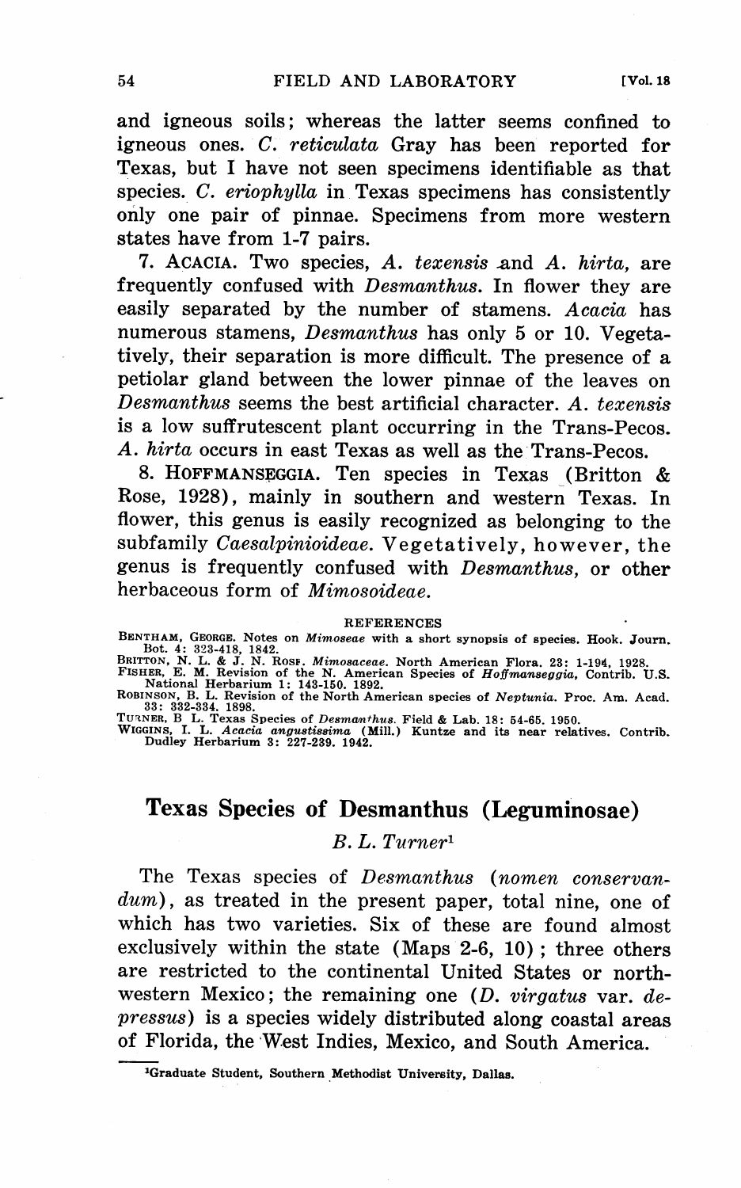and igneous soils; whereas the latter seems confined to igneous ones. *C. reticulata* Gray has been reported for Texas, but I have not seen specimens identifiable as that species. *C. eriophylla* in Texas specimens has consistently only one pair of pinnae. Specimens from more western states have from 1-7 pairs.

7. ACACIA. Two species, *A. texensis* and *A. hirta*, are frequently confused with *Desmanthus*. In flower they are easily separated by the number of stamens. *Acacia* has numerous stamens, *Desmanthus* has only 5 or 10. Vegetatively, their separation is more difficult. The presence of a petiolar gland between the lower pinnae of the leaves on *Desmanthus* seems the best artificial character. *A. texensis* is a low suffrutescent plant occurring in the Trans-Pecos. *A. hirta* occurs in east Texas as well as the Trans-Pecos.

8. HOFFMANSEGGIA. Ten species in Texas (Britton & Rose, 1928), mainly in southern and western Texas. In flower, this genus is easily recognized as belonging to the subfamily *Caesalpinioideae*. Vegetatively, however, the genus is frequently confused with *Desmanthus*, or other herbaceous form of *Mimosoideae*.

REFERENCES

BENTHAM, GEORGE. Notes on *Mimoseae* with a short synopsis of species. Hook. Journ. Bot. 4: 323-418, 1842.

BRITTON, N. L. & J. N. ROSE. *Mimosaceae*. North American Flora. 23: 1-194, 1928.

FISHER, E. M. Revision of the N. American Species of *Hoffmanseggia*, Contrib. U.S. National Herbarium 1: 143-150. 1892.

ROBINSON, B. L. Revision of the North American species of *Neptunia*. Proc. Am. Acad. 33: 332-334. 1898.

TURNER, B L. Texas Species of *Desmanthus*. Field & Lab. 18: 54-65. 1950.

WIGGINS, I. L. *Acacia angustissima* (Mill.) Kuntze and its near relatives. Contrib. Dudley Herbarium 3: 227-239. 1942.

## Texas Species of Desmanthus (Leguminosae)

*B. L. Turner*[1]

The Texas species of *Desmanthus* (*nomen conservandum*), as treated in the present paper, total nine, one of which has two varieties. Six of these are found almost exclusively within the state (Maps 2-6, 10); three others are restricted to the continental United States or northwestern Mexico; the remaining one (*D. virgatus* var. *depressus*) is a species widely distributed along coastal areas of Florida, the West Indies, Mexico, and South America.

[1]Graduate Student, Southern Methodist University, Dallas.